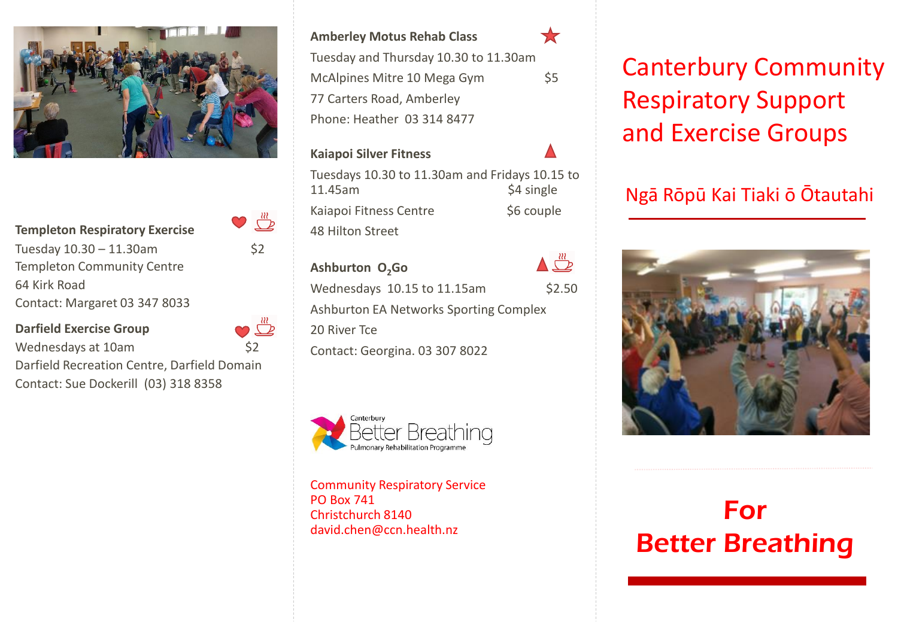**Templeton Respiratory Exercise**
Tuesday 10.30 – 11.30am $2
Templeton Community Centre
64 Kirk Road
Contact: Margaret 03 347 8033

**Darfield Exercise Group**
Wednesdays at 10am $2
Darfield Recreation Centre, Darfield Domain
Contact: Sue Dockerill (03) 318 8358

**Amberley Motus Rehab Class**
Tuesday and Thursday 10.30 to 11.30am
McAlpines Mitre 10 Mega Gym $5
77 Carters Road, Amberley
Phone: Heather 03 314 8477

**Kaiapoi Silver Fitness**
Tuesdays 10.30 to 11.30am and Fridays 10.15 to 11.45am $4 single
Kaiapoi Fitness Centre $6 couple
48 Hilton Street

**Ashburton $O_2$Go**
Wednesdays 10.15 to 11.15am $2.50
Ashburton EA Networks Sporting Complex
20 River Tce
Contact: Georgina. 03 307 8022

Canterbury Better Breathing
Pulmonary Rehabilitation Programme

Community Respiratory Service
PO Box 741
Christchurch 8140
david.chen@ccn.health.nz

# Canterbury Community Respiratory Support and Exercise Groups

## Ngā Rōpū Kai Tiaki ō Ōtautahi

## For Better Breathing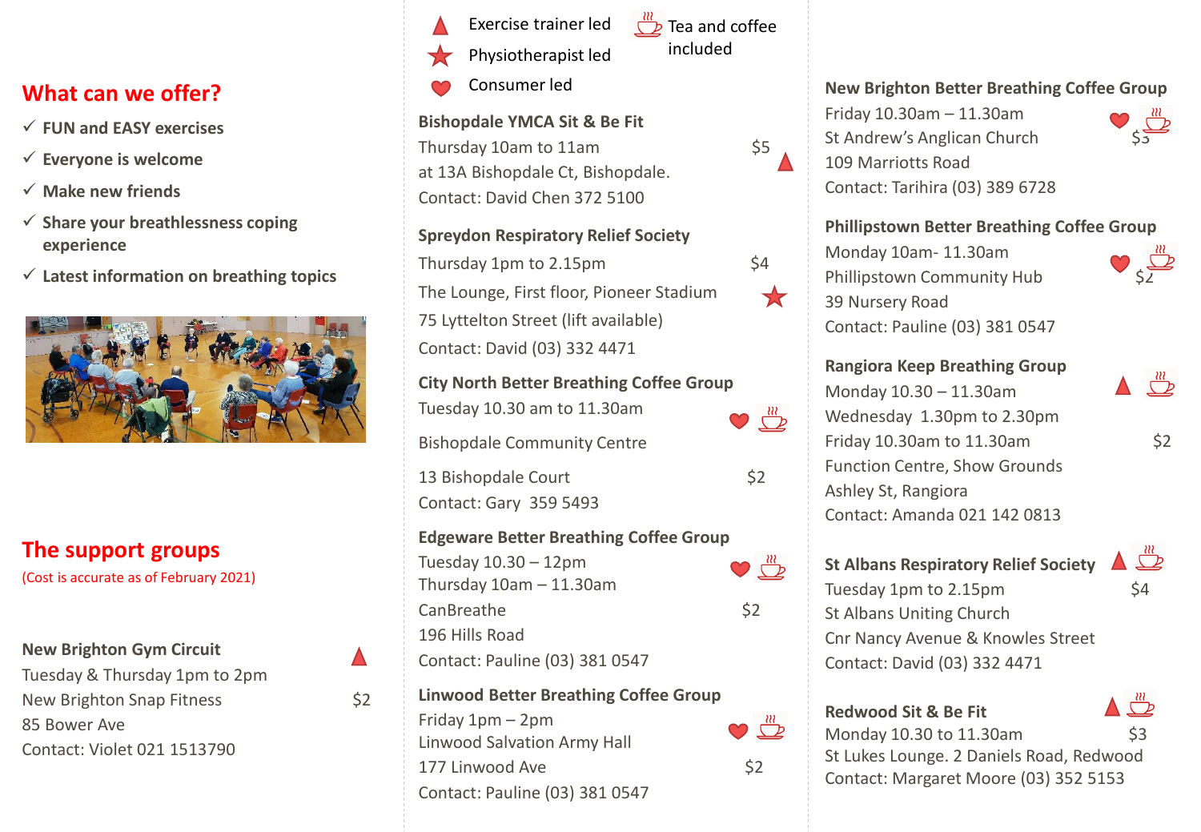## What can we offer?

- ✓ FUN and EASY exercises
- ✓ Everyone is welcome
- ✓ Make new friends
- ✓ Share your breathlessness coping experience
- ✓ Latest information on breathing topics

## The support groups

(Cost is accurate as of February 2021)

**New Brighton Gym Circuit** ▲
Tuesday & Thursday 1pm to 2pm
New Brighton Snap Fitness $2
85 Bower Ave
Contact: Violet 021 1513790

▲ Exercise trainer led
★ Physiotherapist led
♥ Consumer led
☕ Tea and coffee included

**Bishopdale YMCA Sit & Be Fit**
Thursday 10am to 11am $5 ▲
at 13A Bishopdale Ct, Bishopdale.
Contact: David Chen 372 5100

**Spreydon Respiratory Relief Society**
Thursday 1pm to 2.15pm $4
The Lounge, First floor, Pioneer Stadium ★
75 Lyttelton Street (lift available)
Contact: David (03) 332 4471

**City North Better Breathing Coffee Group**
Tuesday 10.30 am to 11.30am ♥ ☕
Bishopdale Community Centre
13 Bishopdale Court $2
Contact: Gary 359 5493

**Edgeware Better Breathing Coffee Group**
Tuesday 10.30 – 12pm ♥ ☕
Thursday 10am – 11.30am
CanBreathe $2
196 Hills Road
Contact: Pauline (03) 381 0547

**Linwood Better Breathing Coffee Group**
Friday 1pm – 2pm ♥ ☕
Linwood Salvation Army Hall
177 Linwood Ave $2
Contact: Pauline (03) 381 0547

**New Brighton Better Breathing Coffee Group**
Friday 10.30am – 11.30am ♥ ☕
St Andrew's Anglican Church $3
109 Marriotts Road
Contact: Tarihira (03) 389 6728

**Phillipstown Better Breathing Coffee Group**
Monday 10am- 11.30am ♥ ☕
Phillipstown Community Hub $2
39 Nursery Road
Contact: Pauline (03) 381 0547

**Rangiora Keep Breathing Group** ▲ ☕
Monday 10.30 – 11.30am
Wednesday 1.30pm to 2.30pm
Friday 10.30am to 11.30am $2
Function Centre, Show Grounds
Ashley St, Rangiora
Contact: Amanda 021 142 0813

**St Albans Respiratory Relief Society** ▲ ☕
Tuesday 1pm to 2.15pm $4
St Albans Uniting Church
Cnr Nancy Avenue & Knowles Street
Contact: David (03) 332 4471

**Redwood Sit & Be Fit** ▲ ☕
Monday 10.30 to 11.30am $3
St Lukes Lounge. 2 Daniels Road, Redwood
Contact: Margaret Moore (03) 352 5153